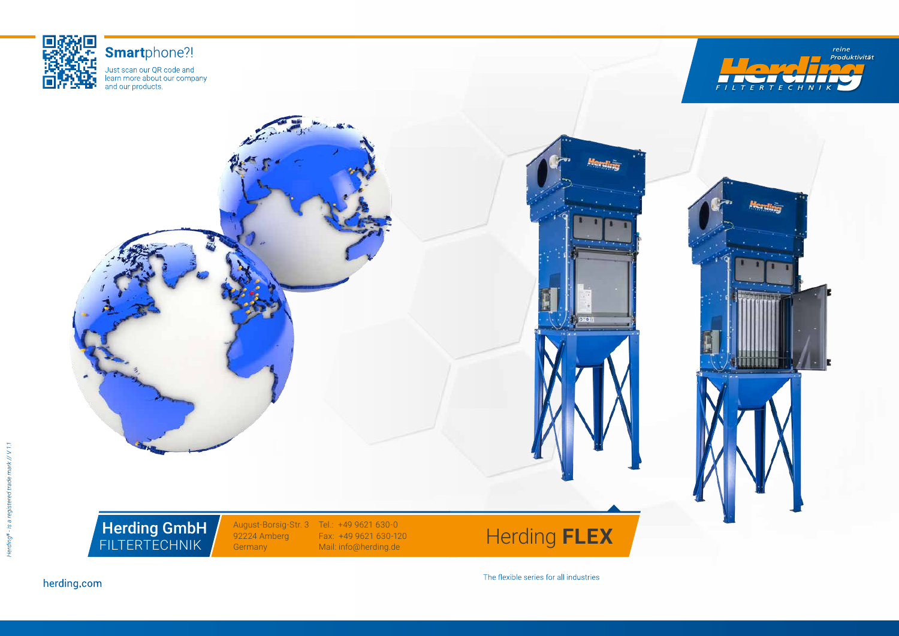**Smart**phone?!

Just scan our QR code and learn more about our company and our products.

*reine Produktivität*

Herding FILTERTECHNIK

# Herding **FLEX**

The flexible series for all industries

**Herding GmbH**
FILTERTECHNIK

August-Borsig-Str. 3
92224 Amberg
Germany

Tel.: +49 9621 630-0
Fax: +49 9621 630-120
Mail: info@herding.de

herding.com

*Herding® - is a registered trade mark // V 1.1*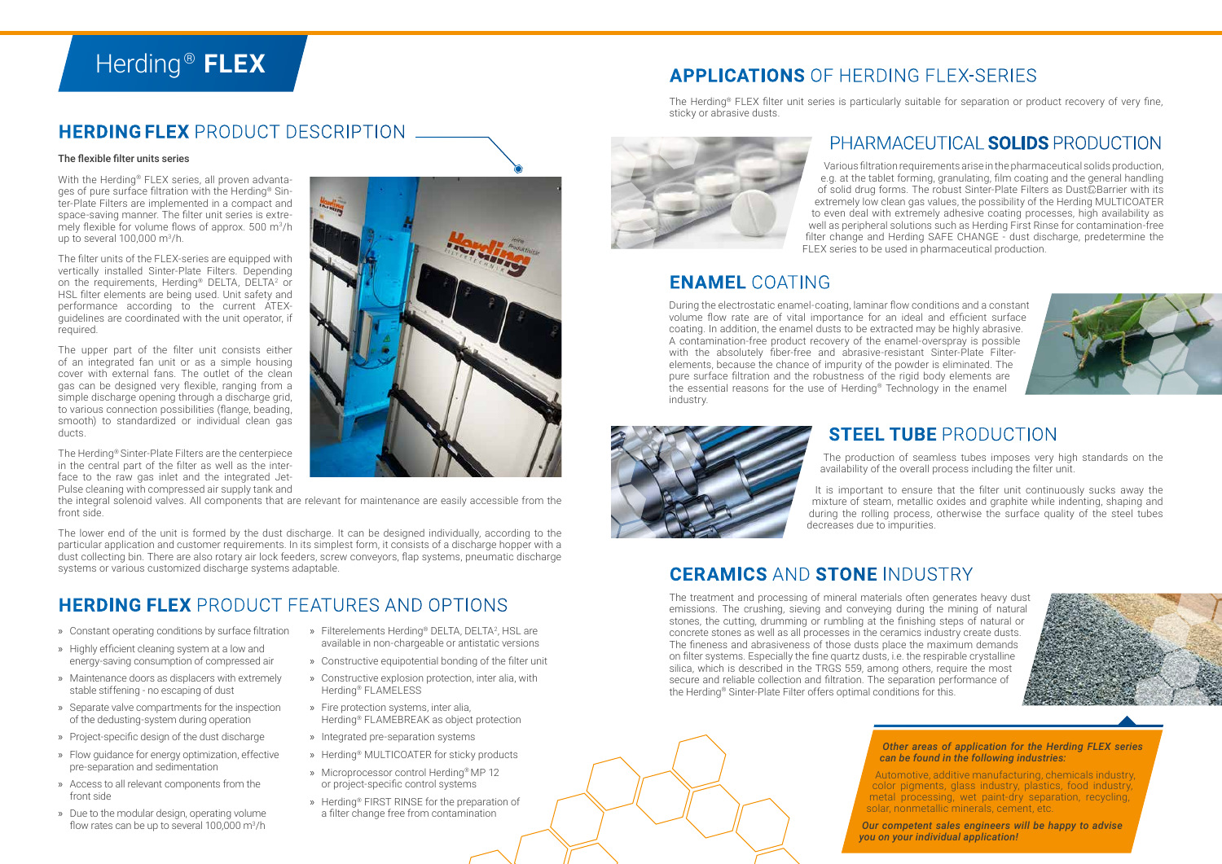# Herding® **FLEX**

## **HERDING FLEX** PRODUCT DESCRIPTION

**The flexible filter units series**

With the Herding® FLEX series, all proven advantages of pure surface filtration with the Herding® Sinter-Plate Filters are implemented in a compact and space-saving manner. The filter unit series is extremely flexible for volume flows of approx. 500 m³/h up to several 100,000 m³/h.

The filter units of the FLEX-series are equipped with vertically installed Sinter-Plate Filters. Depending on the requirements, Herding® DELTA, DELTA² or HSL filter elements are being used. Unit safety and performance according to the current ATEX-guidelines are coordinated with the unit operator, if required.

The upper part of the filter unit consists either of an integrated fan unit or as a simple housing cover with external fans. The outlet of the clean gas can be designed very flexible, ranging from a simple discharge opening through a discharge grid, to various connection possibilities (flange, beading, smooth) to standardized or individual clean gas ducts.

The Herding® Sinter-Plate Filters are the centerpiece in the central part of the filter as well as the interface to the raw gas inlet and the integrated Jet-Pulse cleaning with compressed air supply tank and the integral solenoid valves. All components that are relevant for maintenance are easily accessible from the front side.

The lower end of the unit is formed by the dust discharge. It can be designed individually, according to the particular application and customer requirements. In its simplest form, it consists of a discharge hopper with a dust collecting bin. There are also rotary air lock feeders, screw conveyors, flap systems, pneumatic discharge systems or various customized discharge systems adaptable.

## **HERDING FLEX** PRODUCT FEATURES AND OPTIONS

- Constant operating conditions by surface filtration
- Highly efficient cleaning system at a low and energy-saving consumption of compressed air
- Maintenance doors as displacers with extremely stable stiffening - no escaping of dust
- Separate valve compartments for the inspection of the dedusting-system during operation
- Project-specific design of the dust discharge
- Flow guidance for energy optimization, effective pre-separation and sedimentation
- Access to all relevant components from the front side
- Due to the modular design, operating volume flow rates can be up to several 100,000 m³/h
- Filterelements Herding® DELTA, DELTA², HSL are available in non-chargeable or antistatic versions
- Constructive equipotential bonding of the filter unit
- Constructive explosion protection, inter alia, with Herding® FLAMELESS
- Fire protection systems, inter alia, Herding® FLAMEBREAK as object protection
- Integrated pre-separation systems
- Herding® MULTICOATER for sticky products
- Microprocessor control Herding® MP 12 or project-specific control systems
- Herding® FIRST RINSE for the preparation of a filter change free from contamination

## **APPLICATIONS** OF HERDING FLEX-SERIES

The Herding® FLEX filter unit series is particularly suitable for separation or product recovery of very fine, sticky or abrasive dusts.

### PHARMACEUTICAL **SOLIDS** PRODUCTION

Various filtration requirements arise in the pharmaceutical solids production, e.g. at the tablet forming, granulating, film coating and the general handling of solid drug forms. The robust Sinter-Plate Filters as Dust©Barrier with its extremely low clean gas values, the possibility of the Herding MULTICOATER to even deal with extremely adhesive coating processes, high availability as well as peripheral solutions such as Herding First Rinse for contamination-free filter change and Herding SAFE CHANGE - dust discharge, predetermine the FLEX series to be used in pharmaceutical production.

### **ENAMEL** COATING

During the electrostatic enamel-coating, laminar flow conditions and a constant volume flow rate are of vital importance for an ideal and efficient surface coating. In addition, the enamel dusts to be extracted may be highly abrasive. A contamination-free product recovery of the enamel-overspray is possible with the absolutely fiber-free and abrasive-resistant Sinter-Plate Filter-elements, because the chance of impurity of the powder is eliminated. The pure surface filtration and the robustness of the rigid body elements are the essential reasons for the use of Herding® Technology in the enamel industry.

### **STEEL TUBE** PRODUCTION

The production of seamless tubes imposes very high standards on the availability of the overall process including the filter unit.

It is important to ensure that the filter unit continuously sucks away the mixture of steam, metallic oxides and graphite while indenting, shaping and during the rolling process, otherwise the surface quality of the steel tubes decreases due to impurities.

### **CERAMICS** AND **STONE** INDUSTRY

The treatment and processing of mineral materials often generates heavy dust emissions. The crushing, sieving and conveying during the mining of natural stones, the cutting, drumming or rumbling at the finishing steps of natural or concrete stones as well as all processes in the ceramics industry create dusts. The fineness and abrasiveness of those dusts place the maximum demands on filter systems. Especially the fine quartz dusts, i.e. the respirable crystalline silica, which is described in the TRGS 559, among others, require the most secure and reliable collection and filtration. The separation performance of the Herding® Sinter-Plate Filter offers optimal conditions for this.

***Other areas of application for the Herding FLEX series can be found in the following industries:***

Automotive, additive manufacturing, chemicals industry, color pigments, glass industry, plastics, food industry, metal processing, wet paint-dry separation, recycling, solar, nonmetallic minerals, cement, etc.

***Our competent sales engineers will be happy to advise you on your individual application!***